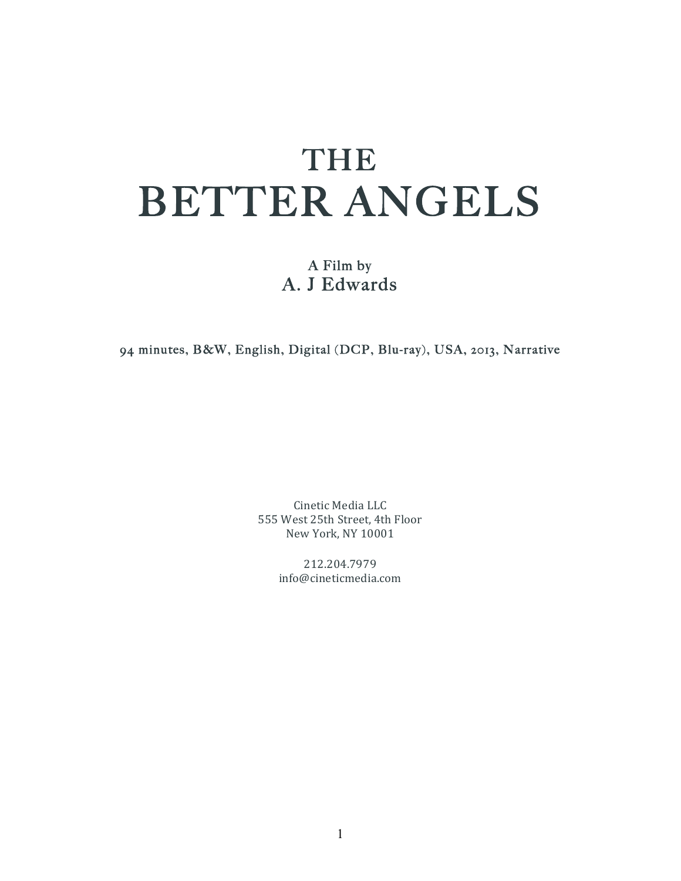# THE
# BETTER ANGELS

A Film by
A. J Edwards

94 minutes, B&W, English, Digital (DCP, Blu-ray), USA, 2013, Narrative

Cinetic Media LLC
555 West 25th Street, 4th Floor
New York, NY 10001

212.204.7979
info@cineticmedia.com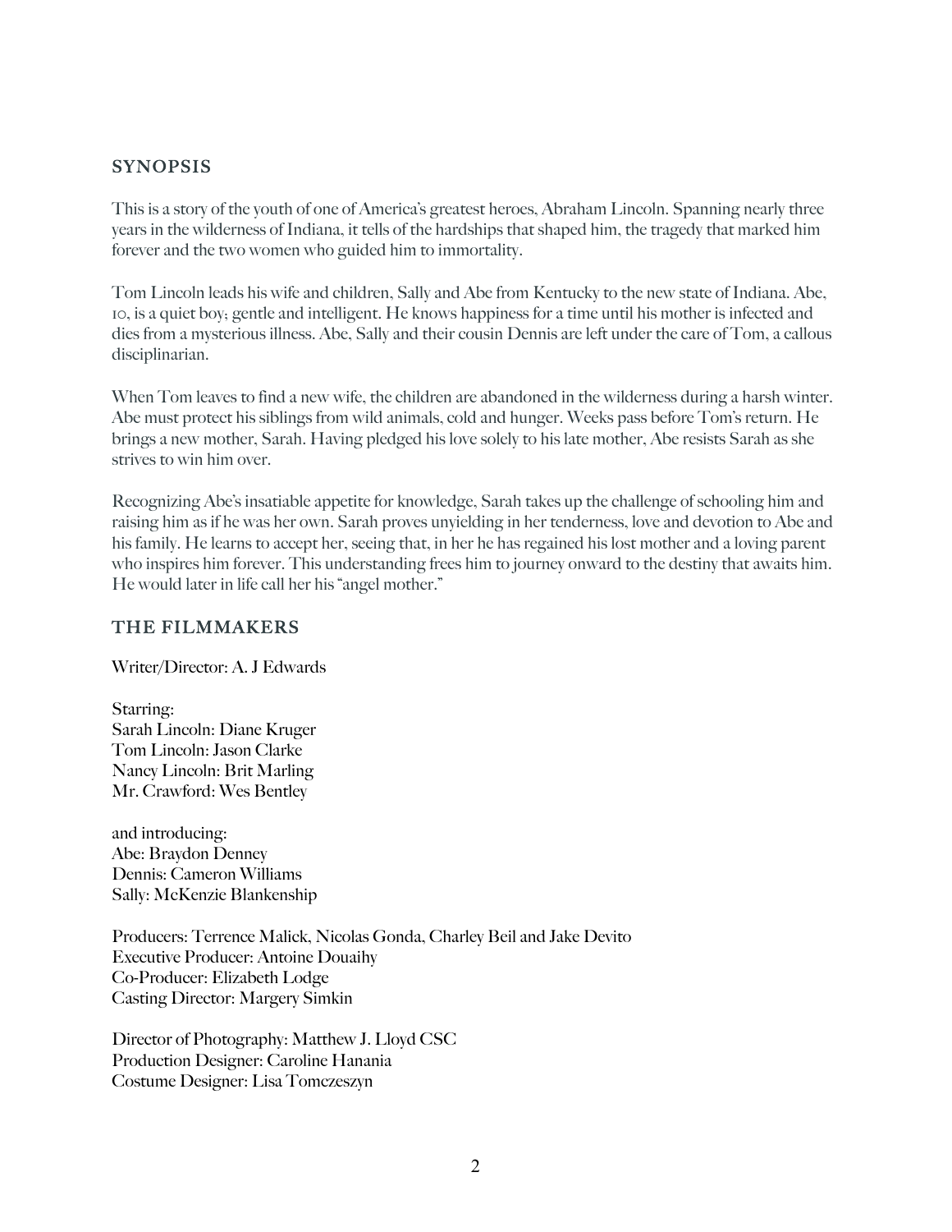## SYNOPSIS

This is a story of the youth of one of America's greatest heroes, Abraham Lincoln. Spanning nearly three years in the wilderness of Indiana, it tells of the hardships that shaped him, the tragedy that marked him forever and the two women who guided him to immortality.

Tom Lincoln leads his wife and children, Sally and Abe from Kentucky to the new state of Indiana. Abe, 10, is a quiet boy; gentle and intelligent. He knows happiness for a time until his mother is infected and dies from a mysterious illness. Abe, Sally and their cousin Dennis are left under the care of Tom, a callous disciplinarian.

When Tom leaves to find a new wife, the children are abandoned in the wilderness during a harsh winter. Abe must protect his siblings from wild animals, cold and hunger. Weeks pass before Tom's return. He brings a new mother, Sarah. Having pledged his love solely to his late mother, Abe resists Sarah as she strives to win him over.

Recognizing Abe's insatiable appetite for knowledge, Sarah takes up the challenge of schooling him and raising him as if he was her own. Sarah proves unyielding in her tenderness, love and devotion to Abe and his family. He learns to accept her, seeing that, in her he has regained his lost mother and a loving parent who inspires him forever. This understanding frees him to journey onward to the destiny that awaits him. He would later in life call her his "angel mother."

## THE FILMMAKERS

Writer/Director: A. J Edwards

Starring:
Sarah Lincoln: Diane Kruger
Tom Lincoln: Jason Clarke
Nancy Lincoln: Brit Marling
Mr. Crawford: Wes Bentley

and introducing:
Abe: Braydon Denney
Dennis: Cameron Williams
Sally: McKenzie Blankenship

Producers: Terrence Malick, Nicolas Gonda, Charley Beil and Jake Devito
Executive Producer: Antoine Douaihy
Co-Producer: Elizabeth Lodge
Casting Director: Margery Simkin

Director of Photography: Matthew J. Lloyd CSC
Production Designer: Caroline Hanania
Costume Designer: Lisa Tomczeszyn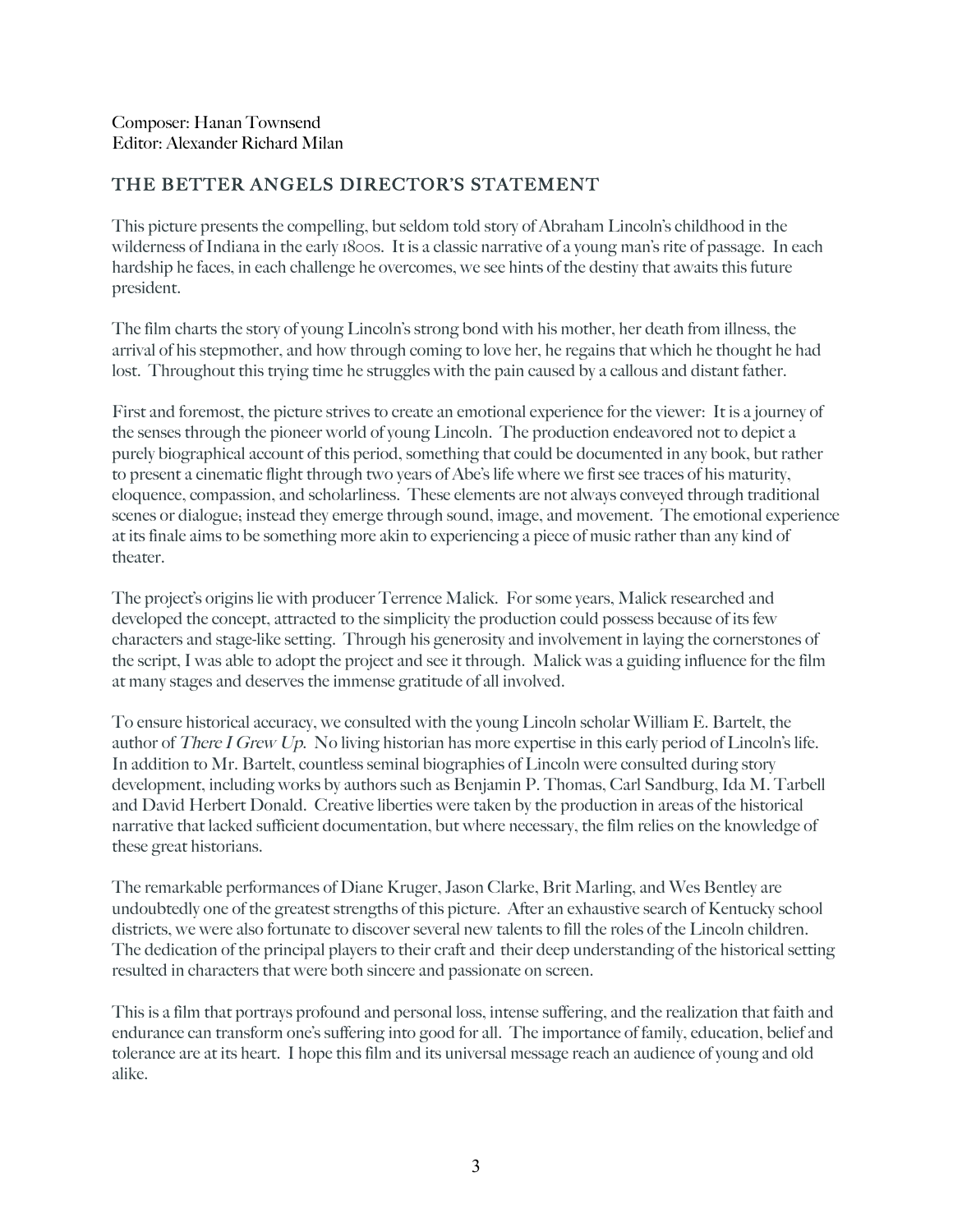Composer: Hanan Townsend
Editor: Alexander Richard Milan

## THE BETTER ANGELS DIRECTOR'S STATEMENT

This picture presents the compelling, but seldom told story of Abraham Lincoln's childhood in the wilderness of Indiana in the early 1800s. It is a classic narrative of a young man's rite of passage. In each hardship he faces, in each challenge he overcomes, we see hints of the destiny that awaits this future president.

The film charts the story of young Lincoln's strong bond with his mother, her death from illness, the arrival of his stepmother, and how through coming to love her, he regains that which he thought he had lost. Throughout this trying time he struggles with the pain caused by a callous and distant father.

First and foremost, the picture strives to create an emotional experience for the viewer: It is a journey of the senses through the pioneer world of young Lincoln. The production endeavored not to depict a purely biographical account of this period, something that could be documented in any book, but rather to present a cinematic flight through two years of Abe's life where we first see traces of his maturity, eloquence, compassion, and scholarliness. These elements are not always conveyed through traditional scenes or dialogue; instead they emerge through sound, image, and movement. The emotional experience at its finale aims to be something more akin to experiencing a piece of music rather than any kind of theater.

The project's origins lie with producer Terrence Malick. For some years, Malick researched and developed the concept, attracted to the simplicity the production could possess because of its few characters and stage-like setting. Through his generosity and involvement in laying the cornerstones of the script, I was able to adopt the project and see it through. Malick was a guiding influence for the film at many stages and deserves the immense gratitude of all involved.

To ensure historical accuracy, we consulted with the young Lincoln scholar William E. Bartelt, the author of *There I Grew Up*. No living historian has more expertise in this early period of Lincoln's life. In addition to Mr. Bartelt, countless seminal biographies of Lincoln were consulted during story development, including works by authors such as Benjamin P. Thomas, Carl Sandburg, Ida M. Tarbell and David Herbert Donald. Creative liberties were taken by the production in areas of the historical narrative that lacked sufficient documentation, but where necessary, the film relies on the knowledge of these great historians.

The remarkable performances of Diane Kruger, Jason Clarke, Brit Marling, and Wes Bentley are undoubtedly one of the greatest strengths of this picture. After an exhaustive search of Kentucky school districts, we were also fortunate to discover several new talents to fill the roles of the Lincoln children. The dedication of the principal players to their craft and their deep understanding of the historical setting resulted in characters that were both sincere and passionate on screen.

This is a film that portrays profound and personal loss, intense suffering, and the realization that faith and endurance can transform one's suffering into good for all. The importance of family, education, belief and tolerance are at its heart. I hope this film and its universal message reach an audience of young and old alike.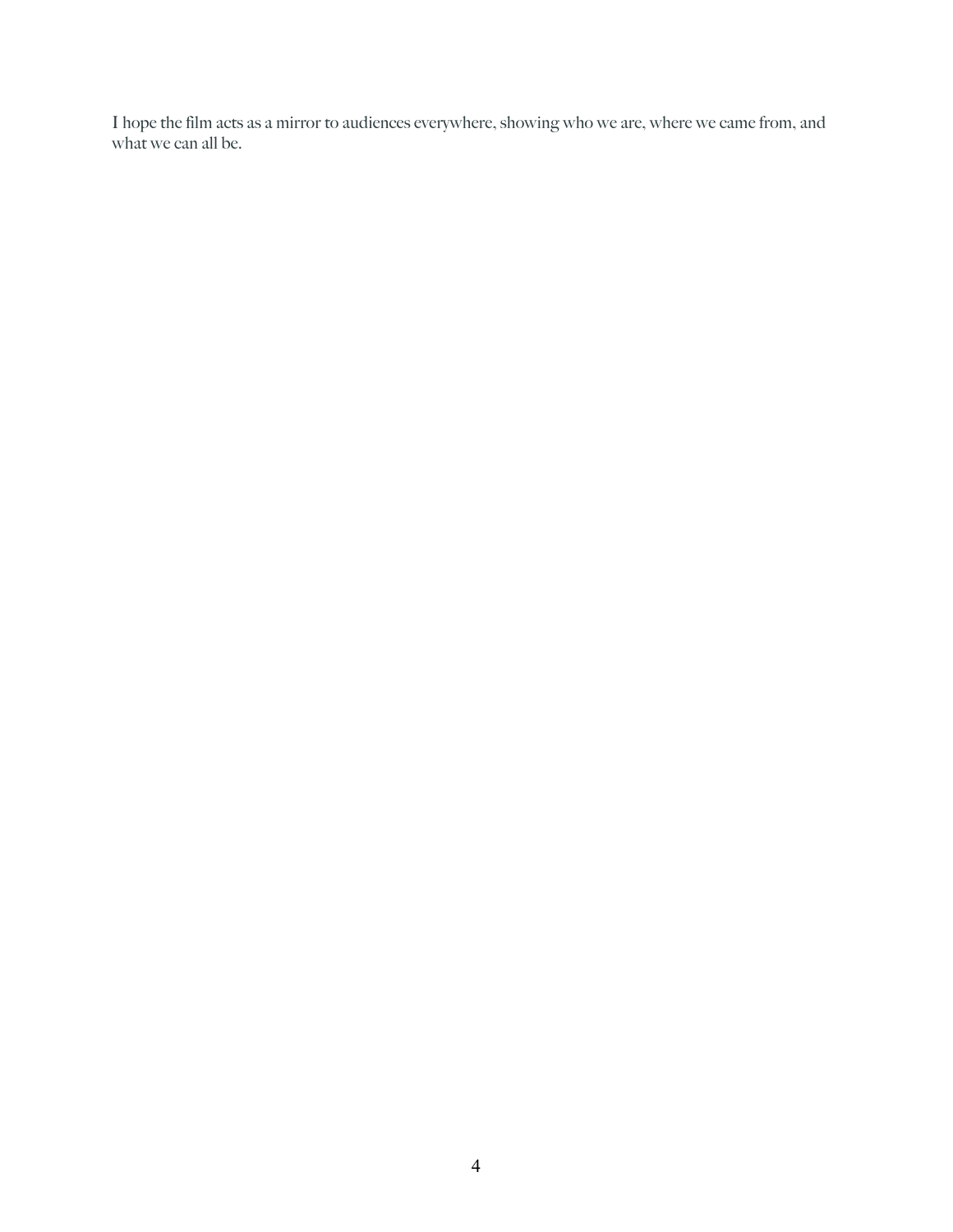I hope the film acts as a mirror to audiences everywhere, showing who we are, where we came from, and what we can all be.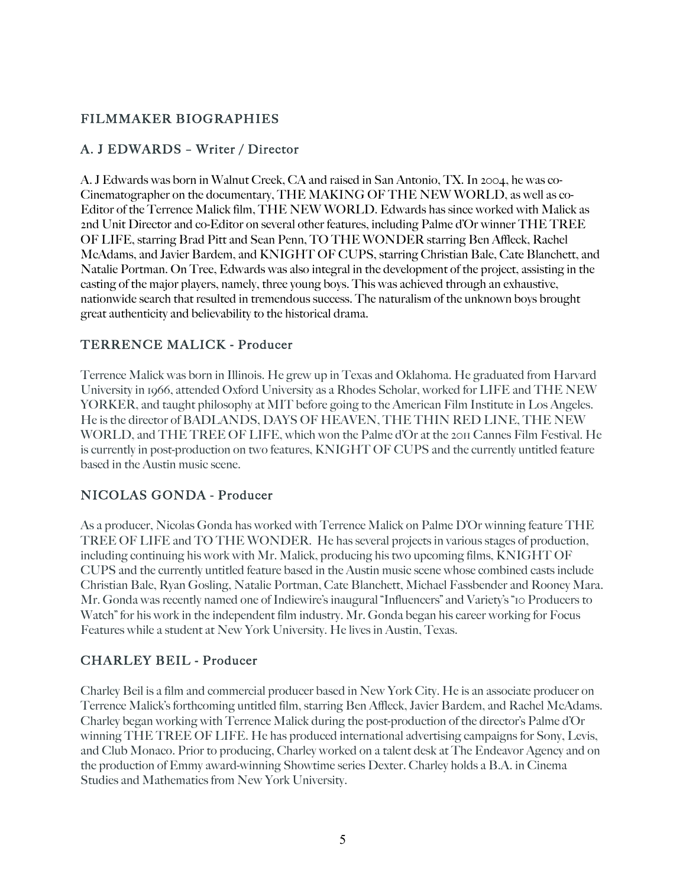## FILMMAKER BIOGRAPHIES

### A. J EDWARDS – Writer / Director

A. J Edwards was born in Walnut Creek, CA and raised in San Antonio, TX. In 2004, he was co-Cinematographer on the documentary, THE MAKING OF THE NEW WORLD, as well as co-Editor of the Terrence Malick film, THE NEW WORLD. Edwards has since worked with Malick as 2nd Unit Director and co-Editor on several other features, including Palme d'Or winner THE TREE OF LIFE, starring Brad Pitt and Sean Penn, TO THE WONDER starring Ben Affleck, Rachel McAdams, and Javier Bardem, and KNIGHT OF CUPS, starring Christian Bale, Cate Blanchett, and Natalie Portman. On Tree, Edwards was also integral in the development of the project, assisting in the casting of the major players, namely, three young boys. This was achieved through an exhaustive, nationwide search that resulted in tremendous success. The naturalism of the unknown boys brought great authenticity and believability to the historical drama.

### TERRENCE MALICK - Producer

Terrence Malick was born in Illinois. He grew up in Texas and Oklahoma. He graduated from Harvard University in 1966, attended Oxford University as a Rhodes Scholar, worked for LIFE and THE NEW YORKER, and taught philosophy at MIT before going to the American Film Institute in Los Angeles. He is the director of BADLANDS, DAYS OF HEAVEN, THE THIN RED LINE, THE NEW WORLD, and THE TREE OF LIFE, which won the Palme d'Or at the 2011 Cannes Film Festival. He is currently in post-production on two features, KNIGHT OF CUPS and the currently untitled feature based in the Austin music scene.

### NICOLAS GONDA - Producer

As a producer, Nicolas Gonda has worked with Terrence Malick on Palme D'Or winning feature THE TREE OF LIFE and TO THE WONDER. He has several projects in various stages of production, including continuing his work with Mr. Malick, producing his two upcoming films, KNIGHT OF CUPS and the currently untitled feature based in the Austin music scene whose combined casts include Christian Bale, Ryan Gosling, Natalie Portman, Cate Blanchett, Michael Fassbender and Rooney Mara. Mr. Gonda was recently named one of Indiewire's inaugural "Influencers" and Variety's "10 Producers to Watch" for his work in the independent film industry. Mr. Gonda began his career working for Focus Features while a student at New York University. He lives in Austin, Texas.

### CHARLEY BEIL - Producer

Charley Beil is a film and commercial producer based in New York City. He is an associate producer on Terrence Malick's forthcoming untitled film, starring Ben Affleck, Javier Bardem, and Rachel McAdams. Charley began working with Terrence Malick during the post-production of the director's Palme d'Or winning THE TREE OF LIFE. He has produced international advertising campaigns for Sony, Levis, and Club Monaco. Prior to producing, Charley worked on a talent desk at The Endeavor Agency and on the production of Emmy award-winning Showtime series Dexter. Charley holds a B.A. in Cinema Studies and Mathematics from New York University.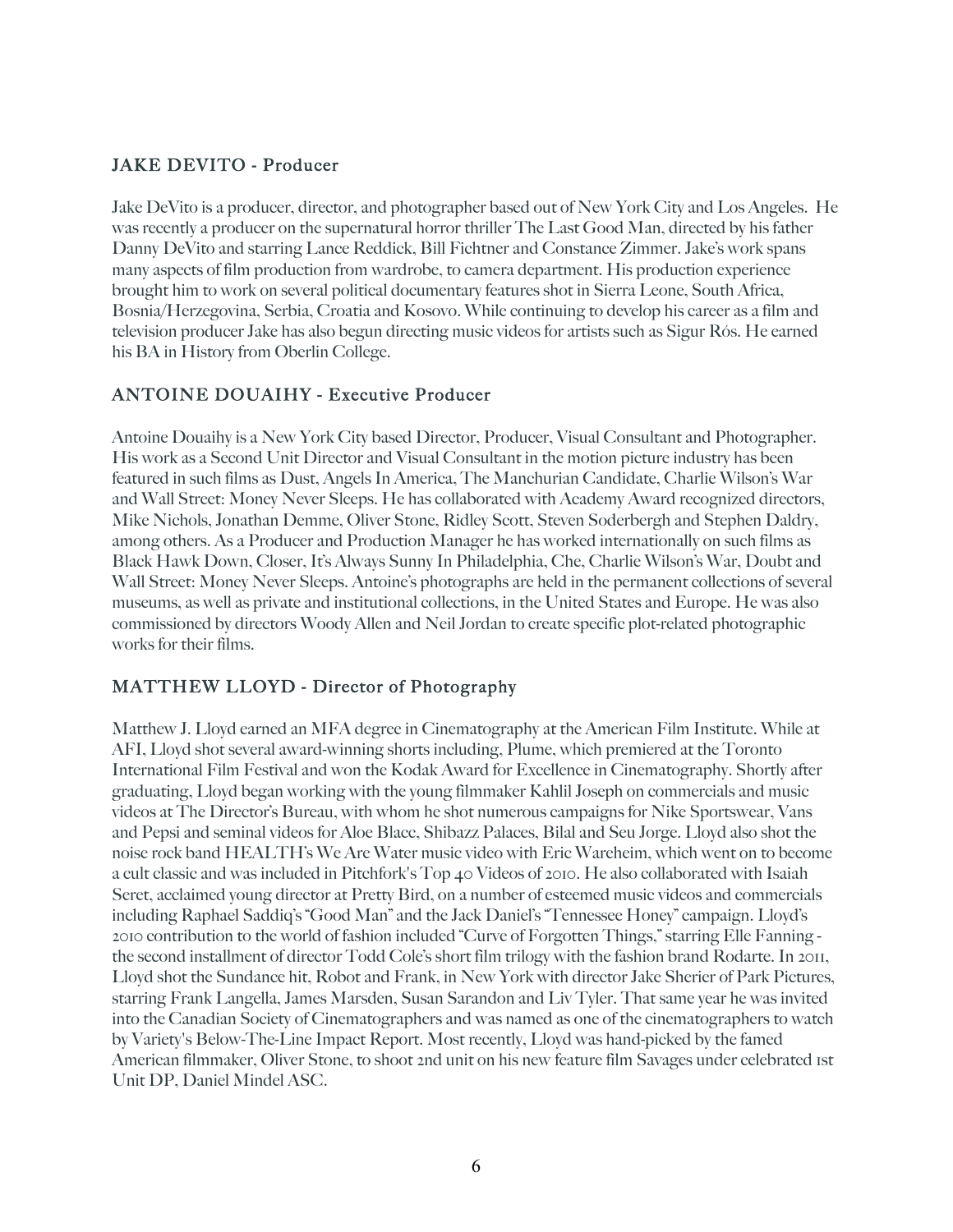### JAKE DEVITO - Producer

Jake DeVito is a producer, director, and photographer based out of New York City and Los Angeles. He was recently a producer on the supernatural horror thriller The Last Good Man, directed by his father Danny DeVito and starring Lance Reddick, Bill Fichtner and Constance Zimmer. Jake's work spans many aspects of film production from wardrobe, to camera department. His production experience brought him to work on several political documentary features shot in Sierra Leone, South Africa, Bosnia/Herzegovina, Serbia, Croatia and Kosovo. While continuing to develop his career as a film and television producer Jake has also begun directing music videos for artists such as Sigur Rós. He earned his BA in History from Oberlin College.

### ANTOINE DOUAIHY - Executive Producer

Antoine Douaihy is a New York City based Director, Producer, Visual Consultant and Photographer. His work as a Second Unit Director and Visual Consultant in the motion picture industry has been featured in such films as Dust, Angels In America, The Manchurian Candidate, Charlie Wilson's War and Wall Street: Money Never Sleeps. He has collaborated with Academy Award recognized directors, Mike Nichols, Jonathan Demme, Oliver Stone, Ridley Scott, Steven Soderbergh and Stephen Daldry, among others. As a Producer and Production Manager he has worked internationally on such films as Black Hawk Down, Closer, It's Always Sunny In Philadelphia, Che, Charlie Wilson's War, Doubt and Wall Street: Money Never Sleeps. Antoine's photographs are held in the permanent collections of several museums, as well as private and institutional collections, in the United States and Europe. He was also commissioned by directors Woody Allen and Neil Jordan to create specific plot-related photographic works for their films.

### MATTHEW LLOYD - Director of Photography

Matthew J. Lloyd earned an MFA degree in Cinematography at the American Film Institute. While at AFI, Lloyd shot several award-winning shorts including, Plume, which premiered at the Toronto International Film Festival and won the Kodak Award for Excellence in Cinematography. Shortly after graduating, Lloyd began working with the young filmmaker Kahlil Joseph on commercials and music videos at The Director's Bureau, with whom he shot numerous campaigns for Nike Sportswear, Vans and Pepsi and seminal videos for Aloe Blacc, Shibazz Palaces, Bilal and Seu Jorge. Lloyd also shot the noise rock band HEALTH's We Are Water music video with Eric Wareheim, which went on to become a cult classic and was included in Pitchfork's Top 40 Videos of 2010. He also collaborated with Isaiah Seret, acclaimed young director at Pretty Bird, on a number of esteemed music videos and commercials including Raphael Saddiq's "Good Man" and the Jack Daniel's "Tennessee Honey" campaign. Lloyd's 2010 contribution to the world of fashion included "Curve of Forgotten Things," starring Elle Fanning - the second installment of director Todd Cole's short film trilogy with the fashion brand Rodarte. In 2011, Lloyd shot the Sundance hit, Robot and Frank, in New York with director Jake Sherier of Park Pictures, starring Frank Langella, James Marsden, Susan Sarandon and Liv Tyler. That same year he was invited into the Canadian Society of Cinematographers and was named as one of the cinematographers to watch by Variety's Below-The-Line Impact Report. Most recently, Lloyd was hand-picked by the famed American filmmaker, Oliver Stone, to shoot 2nd unit on his new feature film Savages under celebrated 1st Unit DP, Daniel Mindel ASC.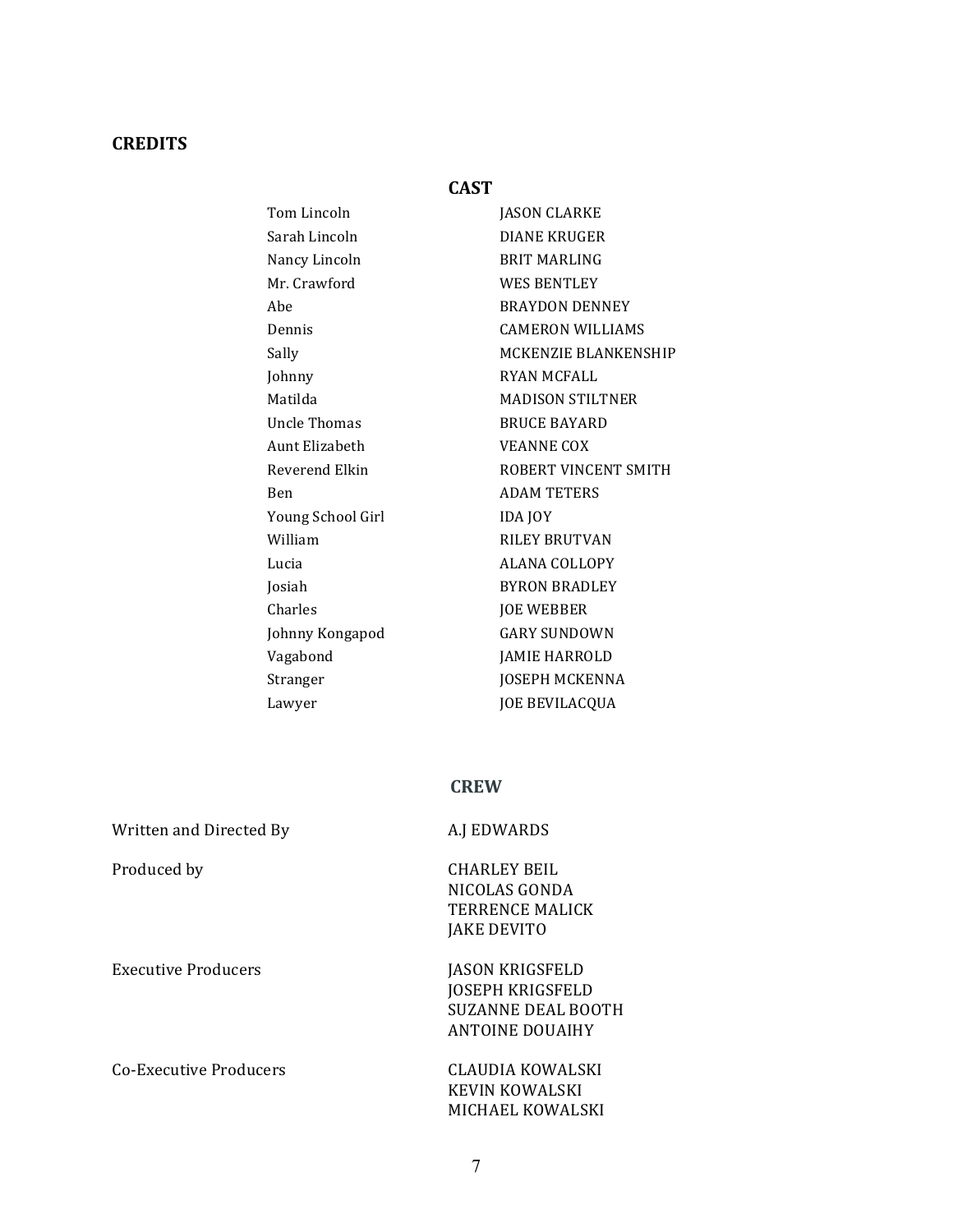## CREDITS

### CAST

| | |
|---|---|
| Tom Lincoln | JASON CLARKE |
| Sarah Lincoln | DIANE KRUGER |
| Nancy Lincoln | BRIT MARLING |
| Mr. Crawford | WES BENTLEY |
| Abe | BRAYDON DENNEY |
| Dennis | CAMERON WILLIAMS |
| Sally | MCKENZIE BLANKENSHIP |
| Johnny | RYAN MCFALL |
| Matilda | MADISON STILTNER |
| Uncle Thomas | BRUCE BAYARD |
| Aunt Elizabeth | VEANNE COX |
| Reverend Elkin | ROBERT VINCENT SMITH |
| Ben | ADAM TETERS |
| Young School Girl | IDA JOY |
| William | RILEY BRUTVAN |
| Lucia | ALANA COLLOPY |
| Josiah | BYRON BRADLEY |
| Charles | JOE WEBBER |
| Johnny Kongapod | GARY SUNDOWN |
| Vagabond | JAMIE HARROLD |
| Stranger | JOSEPH MCKENNA |
| Lawyer | JOE BEVILACQUA |

### CREW

| | |
|---|---|
| Written and Directed By | A.J EDWARDS |
| Produced by | CHARLEY BEIL<br>NICOLAS GONDA<br>TERRENCE MALICK<br>JAKE DEVITO |
| Executive Producers | JASON KRIGSFELD<br>JOSEPH KRIGSFELD<br>SUZANNE DEAL BOOTH<br>ANTOINE DOUAIHY |
| Co-Executive Producers | CLAUDIA KOWALSKI<br>KEVIN KOWALSKI<br>MICHAEL KOWALSKI |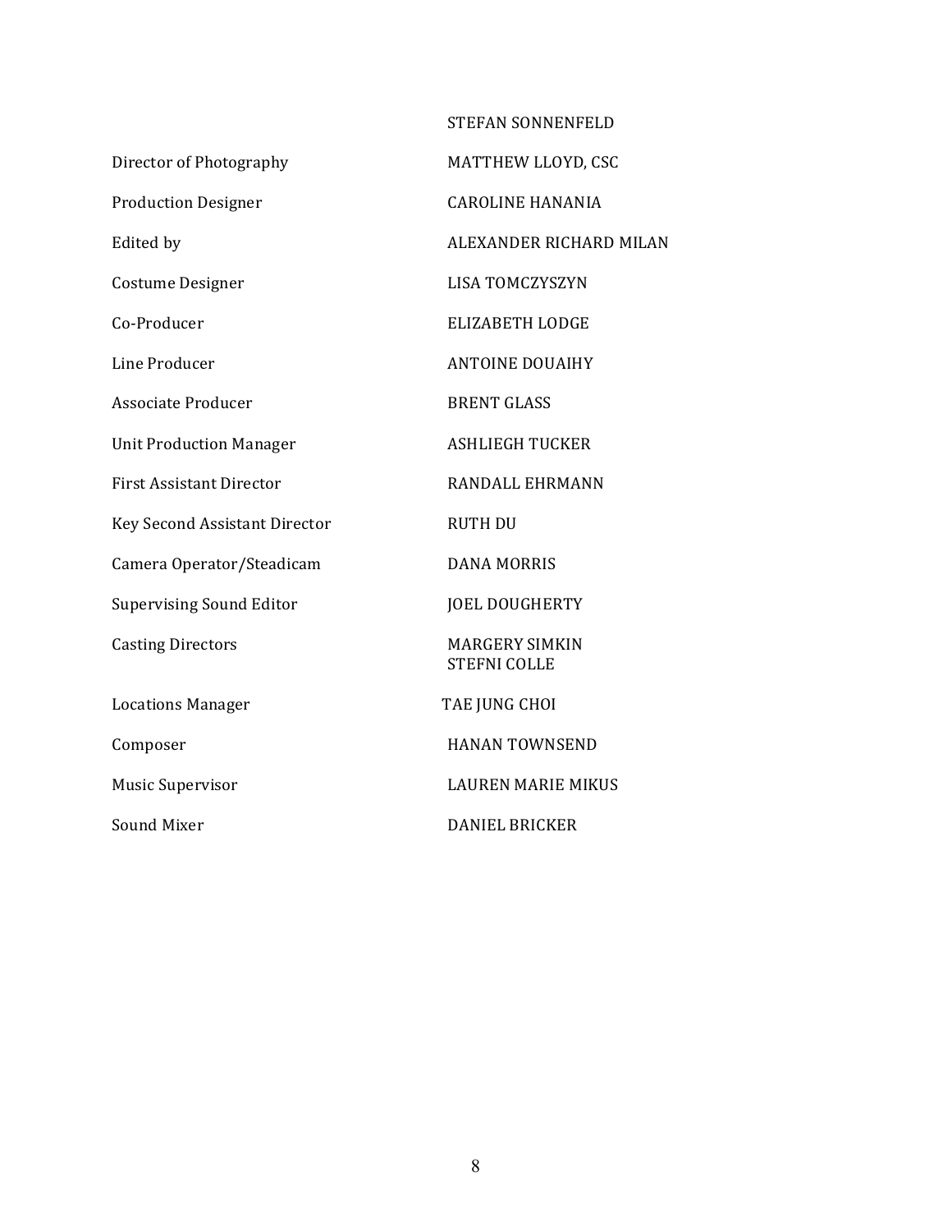| | |
|---|---|
| | STEFAN SONNENFELD |
| Director of Photography | MATTHEW LLOYD, CSC |
| Production Designer | CAROLINE HANANIA |
| Edited by | ALEXANDER RICHARD MILAN |
| Costume Designer | LISA TOMCZYSZYN |
| Co-Producer | ELIZABETH LODGE |
| Line Producer | ANTOINE DOUAIHY |
| Associate Producer | BRENT GLASS |
| Unit Production Manager | ASHLIEGH TUCKER |
| First Assistant Director | RANDALL EHRMANN |
| Key Second Assistant Director | RUTH DU |
| Camera Operator/Steadicam | DANA MORRIS |
| Supervising Sound Editor | JOEL DOUGHERTY |
| Casting Directors | MARGERY SIMKIN<br>STEFNI COLLE |
| Locations Manager | TAE JUNG CHOI |
| Composer | HANAN TOWNSEND |
| Music Supervisor | LAUREN MARIE MIKUS |
| Sound Mixer | DANIEL BRICKER |